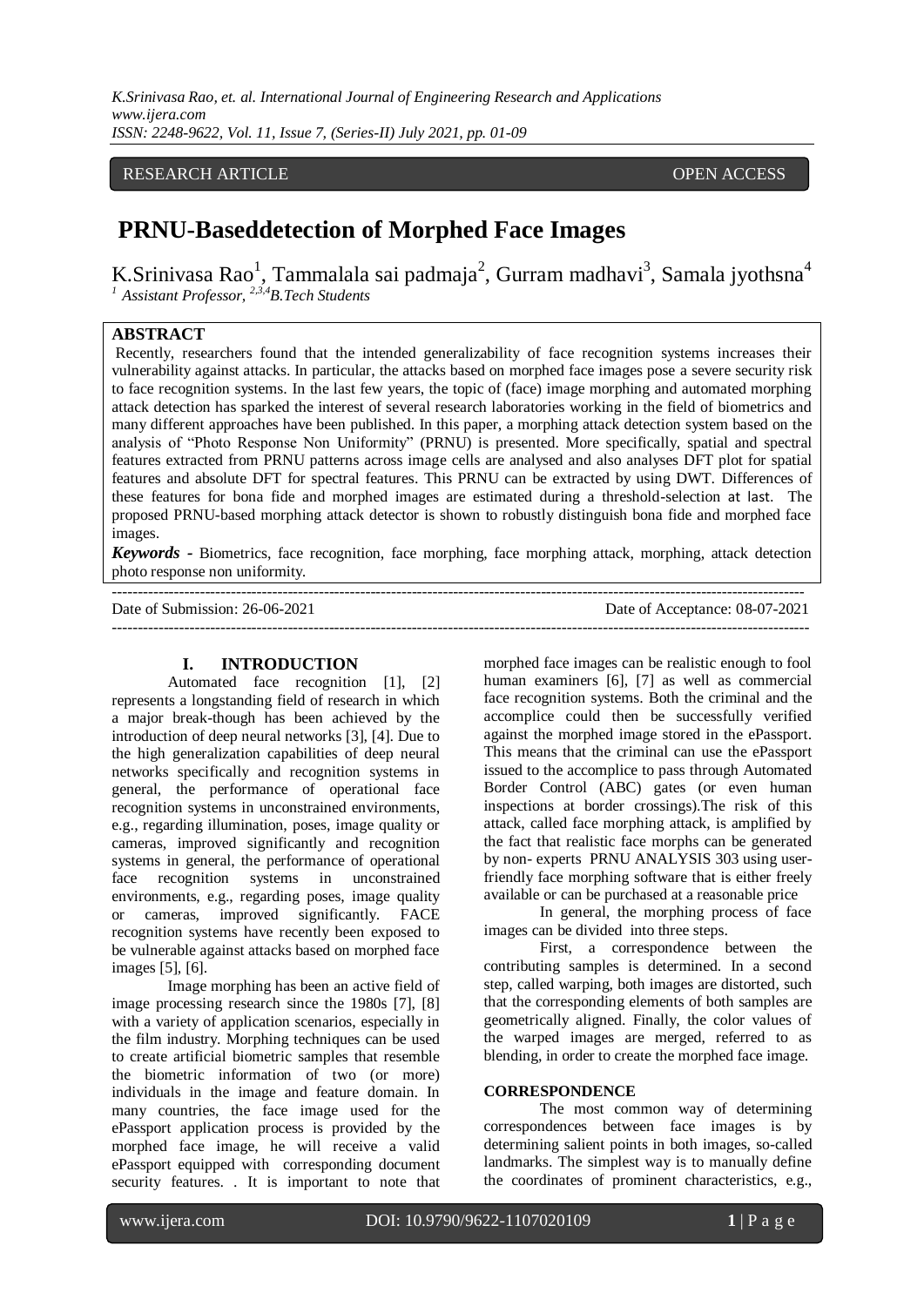RESEARCH ARTICLE OPEN ACCESS

# PRNU-Baseddetection of Morphed Face Images

K.Srinivasa Rao[1], Tammalala sai padmaja[2], Gurram madhavi[3], Samala jyothsna[4]

[1] *Assistant Professor,* [2,3,4]*B.Tech Students*

## ABSTRACT

Recently, researchers found that the intended generalizability of face recognition systems increases their vulnerability against attacks. In particular, the attacks based on morphed face images pose a severe security risk to face recognition systems. In the last few years, the topic of (face) image morphing and automated morphing attack detection has sparked the interest of several research laboratories working in the field of biometrics and many different approaches have been published. In this paper, a morphing attack detection system based on the analysis of "Photo Response Non Uniformity" (PRNU) is presented. More specifically, spatial and spectral features extracted from PRNU patterns across image cells are analysed and also analyses DFT plot for spatial features and absolute DFT for spectral features. This PRNU can be extracted by using DWT. Differences of these features for bona fide and morphed images are estimated during a threshold-selection at last. The proposed PRNU-based morphing attack detector is shown to robustly distinguish bona fide and morphed face images.

***Keywords -*** Biometrics, face recognition, face morphing, face morphing attack, morphing, attack detection photo response non uniformity.

Date of Submission: 26-06-2021 Date of Acceptance: 08-07-2021

## I. INTRODUCTION

Automated face recognition [1], [2] represents a longstanding field of research in which a major break-though has been achieved by the introduction of deep neural networks [3], [4]. Due to the high generalization capabilities of deep neural networks specifically and recognition systems in general, the performance of operational face recognition systems in unconstrained environments, e.g., regarding illumination, poses, image quality or cameras, improved significantly and recognition systems in general, the performance of operational face recognition systems in unconstrained environments, e.g., regarding poses, image quality or cameras, improved significantly. FACE recognition systems have recently been exposed to be vulnerable against attacks based on morphed face images [5], [6].

Image morphing has been an active field of image processing research since the 1980s [7], [8] with a variety of application scenarios, especially in the film industry. Morphing techniques can be used to create artificial biometric samples that resemble the biometric information of two (or more) individuals in the image and feature domain. In many countries, the face image used for the ePassport application process is provided by the morphed face image, he will receive a valid ePassport equipped with corresponding document security features. . It is important to note that morphed face images can be realistic enough to fool human examiners [6], [7] as well as commercial face recognition systems. Both the criminal and the accomplice could then be successfully verified against the morphed image stored in the ePassport. This means that the criminal can use the ePassport issued to the accomplice to pass through Automated Border Control (ABC) gates (or even human inspections at border crossings).The risk of this attack, called face morphing attack, is amplified by the fact that realistic face morphs can be generated by non- experts PRNU ANALYSIS 303 using user-friendly face morphing software that is either freely available or can be purchased at a reasonable price

In general, the morphing process of face images can be divided into three steps.

First, a correspondence between the contributing samples is determined. In a second step, called warping, both images are distorted, such that the corresponding elements of both samples are geometrically aligned. Finally, the color values of the warped images are merged, referred to as blending, in order to create the morphed face image.

### CORRESPONDENCE

The most common way of determining correspondences between face images is by determining salient points in both images, so-called landmarks. The simplest way is to manually define the coordinates of prominent characteristics, e.g.,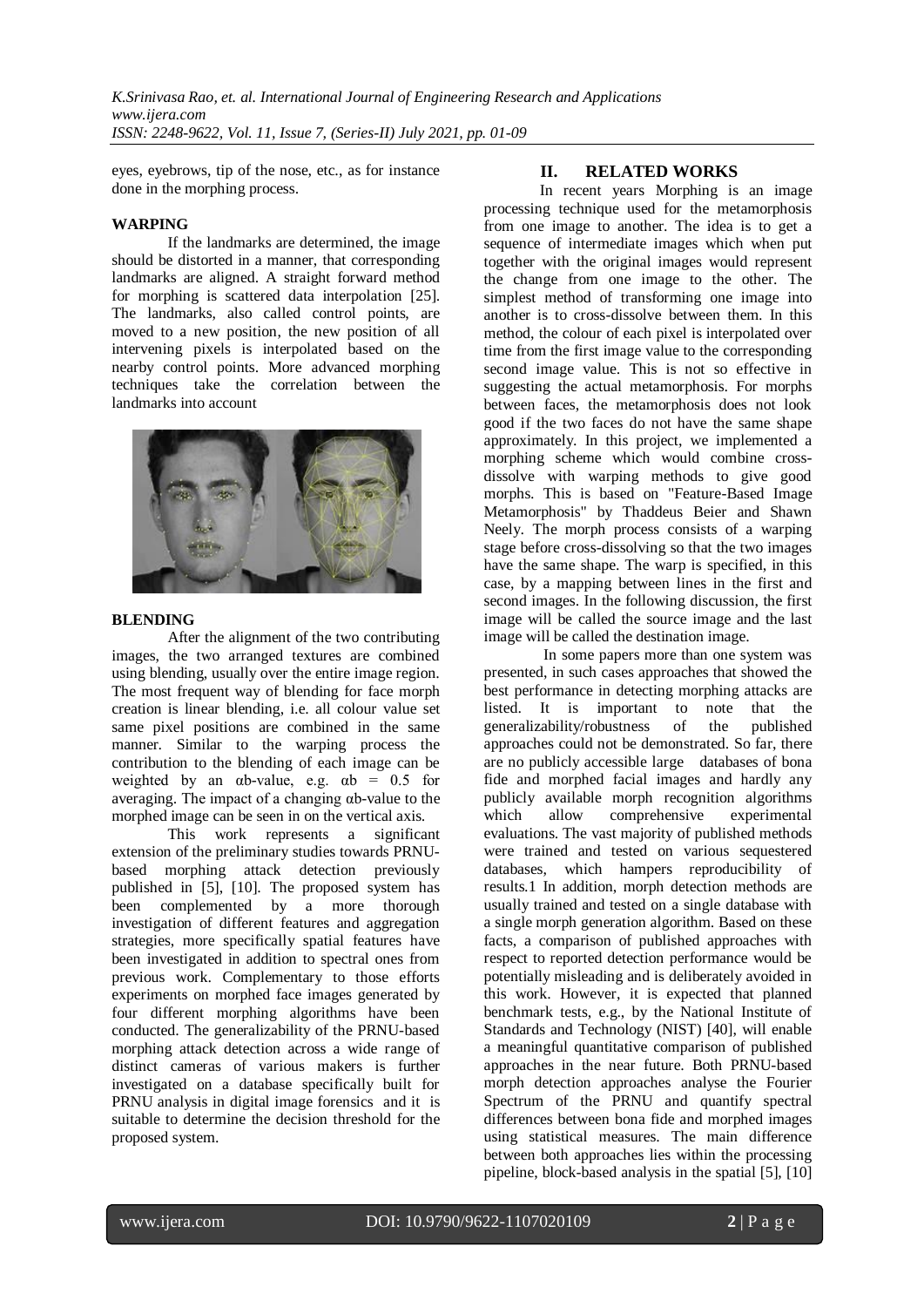eyes, eyebrows, tip of the nose, etc., as for instance done in the morphing process.

**WARPING**

If the landmarks are determined, the image should be distorted in a manner, that corresponding landmarks are aligned. A straight forward method for morphing is scattered data interpolation [25]. The landmarks, also called control points, are moved to a new position, the new position of all intervening pixels is interpolated based on the nearby control points. More advanced morphing techniques take the correlation between the landmarks into account

**BLENDING**

After the alignment of the two contributing images, the two arranged textures are combined using blending, usually over the entire image region. The most frequent way of blending for face morph creation is linear blending, i.e. all colour value set same pixel positions are combined in the same manner. Similar to the warping process the contribution to the blending of each image can be weighted by an αb-value, e.g. αb = 0.5 for averaging. The impact of a changing αb-value to the morphed image can be seen in on the vertical axis.

This work represents a significant extension of the preliminary studies towards PRNU-based morphing attack detection previously published in [5], [10]. The proposed system has been complemented by a more thorough investigation of different features and aggregation strategies, more specifically spatial features have been investigated in addition to spectral ones from previous work. Complementary to those efforts experiments on morphed face images generated by four different morphing algorithms have been conducted. The generalizability of the PRNU-based morphing attack detection across a wide range of distinct cameras of various makers is further investigated on a database specifically built for PRNU analysis in digital image forensics and it is suitable to determine the decision threshold for the proposed system.

## II. RELATED WORKS

In recent years Morphing is an image processing technique used for the metamorphosis from one image to another. The idea is to get a sequence of intermediate images which when put together with the original images would represent the change from one image to the other. The simplest method of transforming one image into another is to cross-dissolve between them. In this method, the colour of each pixel is interpolated over time from the first image value to the corresponding second image value. This is not so effective in suggesting the actual metamorphosis. For morphs between faces, the metamorphosis does not look good if the two faces do not have the same shape approximately. In this project, we implemented a morphing scheme which would combine cross-dissolve with warping methods to give good morphs. This is based on "Feature-Based Image Metamorphosis" by Thaddeus Beier and Shawn Neely. The morph process consists of a warping stage before cross-dissolving so that the two images have the same shape. The warp is specified, in this case, by a mapping between lines in the first and second images. In the following discussion, the first image will be called the source image and the last image will be called the destination image.

In some papers more than one system was presented, in such cases approaches that showed the best performance in detecting morphing attacks are listed. It is important to note that the generalizability/robustness of the published approaches could not be demonstrated. So far, there are no publicly accessible large databases of bona fide and morphed facial images and hardly any publicly available morph recognition algorithms which allow comprehensive experimental evaluations. The vast majority of published methods were trained and tested on various sequestered databases, which hampers reproducibility of results.1 In addition, morph detection methods are usually trained and tested on a single database with a single morph generation algorithm. Based on these facts, a comparison of published approaches with respect to reported detection performance would be potentially misleading and is deliberately avoided in this work. However, it is expected that planned benchmark tests, e.g., by the National Institute of Standards and Technology (NIST) [40], will enable a meaningful quantitative comparison of published approaches in the near future. Both PRNU-based morph detection approaches analyse the Fourier Spectrum of the PRNU and quantify spectral differences between bona fide and morphed images using statistical measures. The main difference between both approaches lies within the processing pipeline, block-based analysis in the spatial [5], [10]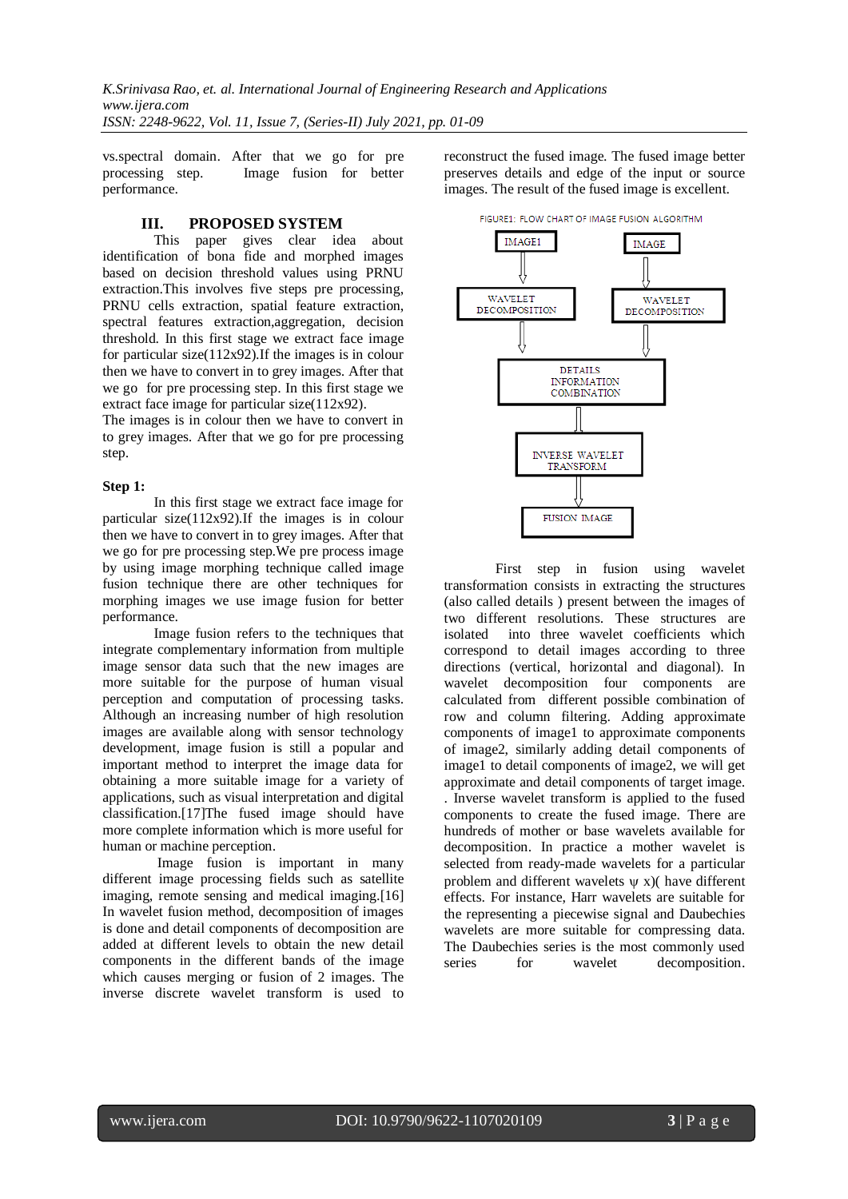vs.spectral domain. After that we go for pre processing step. Image fusion for better performance.

## III. PROPOSED SYSTEM

This paper gives clear idea about identification of bona fide and morphed images based on decision threshold values using PRNU extraction.This involves five steps pre processing, PRNU cells extraction, spatial feature extraction, spectral features extraction,aggregation, decision threshold. In this first stage we extract face image for particular size(112x92).If the images is in colour then we have to convert in to grey images. After that we go for pre processing step. In this first stage we extract face image for particular size(112x92).

The images is in colour then we have to convert in to grey images. After that we go for pre processing step.

**Step 1:**

In this first stage we extract face image for particular size(112x92).If the images is in colour then we have to convert in to grey images. After that we go for pre processing step.We pre process image by using image morphing technique called image fusion technique there are other techniques for morphing images we use image fusion for better performance.

Image fusion refers to the techniques that integrate complementary information from multiple image sensor data such that the new images are more suitable for the purpose of human visual perception and computation of processing tasks. Although an increasing number of high resolution images are available along with sensor technology development, image fusion is still a popular and important method to interpret the image data for obtaining a more suitable image for a variety of applications, such as visual interpretation and digital classification.[17]The fused image should have more complete information which is more useful for human or machine perception.

Image fusion is important in many different image processing fields such as satellite imaging, remote sensing and medical imaging.[16] In wavelet fusion method, decomposition of images is done and detail components of decomposition are added at different levels to obtain the new detail components in the different bands of the image which causes merging or fusion of 2 images. The inverse discrete wavelet transform is used to reconstruct the fused image. The fused image better preserves details and edge of the input or source images. The result of the fused image is excellent.

FIGURE1: FLOW CHART OF IMAGE FUSION ALGORITHM

IMAGE1 → WAVELET DECOMPOSITION; IMAGE → WAVELET DECOMPOSITION; → DETAILS INFORMATION COMBINATION → INVERSE WAVELET TRANSFORM → FUSION IMAGE

First step in fusion using wavelet transformation consists in extracting the structures (also called details ) present between the images of two different resolutions. These structures are isolated into three wavelet coefficients which correspond to detail images according to three directions (vertical, horizontal and diagonal). In wavelet decomposition four components are calculated from different possible combination of row and column filtering. Adding approximate components of image1 to approximate components of image2, similarly adding detail components of image1 to detail components of image2, we will get approximate and detail components of target image. . Inverse wavelet transform is applied to the fused components to create the fused image. There are hundreds of mother or base wavelets available for decomposition. In practice a mother wavelet is selected from ready-made wavelets for a particular problem and different wavelets ψ x)( have different effects. For instance, Harr wavelets are suitable for the representing a piecewise signal and Daubechies wavelets are more suitable for compressing data. The Daubechies series is the most commonly used series for wavelet decomposition.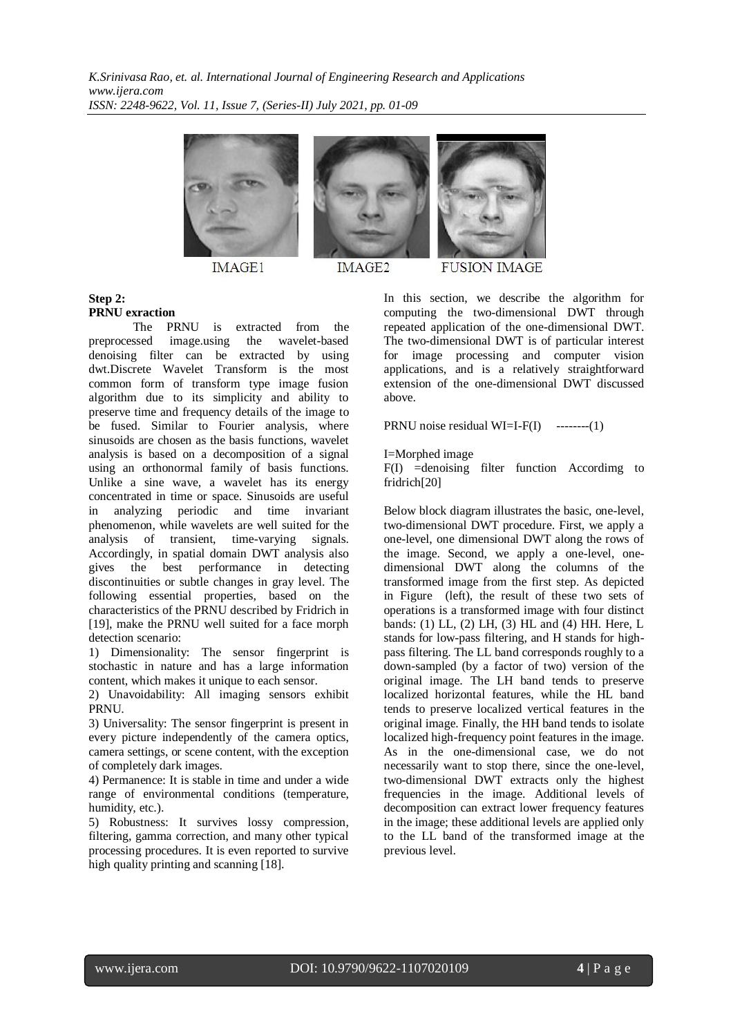IMAGE1 IMAGE2 FUSION IMAGE

**Step 2:**

**PRNU exraction**

The PRNU is extracted from the preprocessed image.using the wavelet-based denoising filter can be extracted by using dwt.Discrete Wavelet Transform is the most common form of transform type image fusion algorithm due to its simplicity and ability to preserve time and frequency details of the image to be fused. Similar to Fourier analysis, where sinusoids are chosen as the basis functions, wavelet analysis is based on a decomposition of a signal using an orthonormal family of basis functions. Unlike a sine wave, a wavelet has its energy concentrated in time or space. Sinusoids are useful in analyzing periodic and time invariant phenomenon, while wavelets are well suited for the analysis of transient, time-varying signals. Accordingly, in spatial domain DWT analysis also gives the best performance in detecting discontinuities or subtle changes in gray level. The following essential properties, based on the characteristics of the PRNU described by Fridrich in [19], make the PRNU well suited for a face morph detection scenario:

1) Dimensionality: The sensor fingerprint is stochastic in nature and has a large information content, which makes it unique to each sensor.

2) Unavoidability: All imaging sensors exhibit PRNU.

3) Universality: The sensor fingerprint is present in every picture independently of the camera optics, camera settings, or scene content, with the exception of completely dark images.

4) Permanence: It is stable in time and under a wide range of environmental conditions (temperature, humidity, etc.).

5) Robustness: It survives lossy compression, filtering, gamma correction, and many other typical processing procedures. It is even reported to survive high quality printing and scanning [18].

In this section, we describe the algorithm for computing the two-dimensional DWT through repeated application of the one-dimensional DWT. The two-dimensional DWT is of particular interest for image processing and computer vision applications, and is a relatively straightforward extension of the one-dimensional DWT discussed above.

PRNU noise residual $WI=I-F(I)$ --------(1)

I=Morphed image

F(I) =denoising filter function Accordimg to fridrich[20]

Below block diagram illustrates the basic, one-level, two-dimensional DWT procedure. First, we apply a one-level, one dimensional DWT along the rows of the image. Second, we apply a one-level, one-dimensional DWT along the columns of the transformed image from the first step. As depicted in Figure (left), the result of these two sets of operations is a transformed image with four distinct bands: (1) LL, (2) LH, (3) HL and (4) HH. Here, L stands for low-pass filtering, and H stands for high-pass filtering. The LL band corresponds roughly to a down-sampled (by a factor of two) version of the original image. The LH band tends to preserve localized horizontal features, while the HL band tends to preserve localized vertical features in the original image. Finally, the HH band tends to isolate localized high-frequency point features in the image. As in the one-dimensional case, we do not necessarily want to stop there, since the one-level, two-dimensional DWT extracts only the highest frequencies in the image. Additional levels of decomposition can extract lower frequency features in the image; these additional levels are applied only to the LL band of the transformed image at the previous level.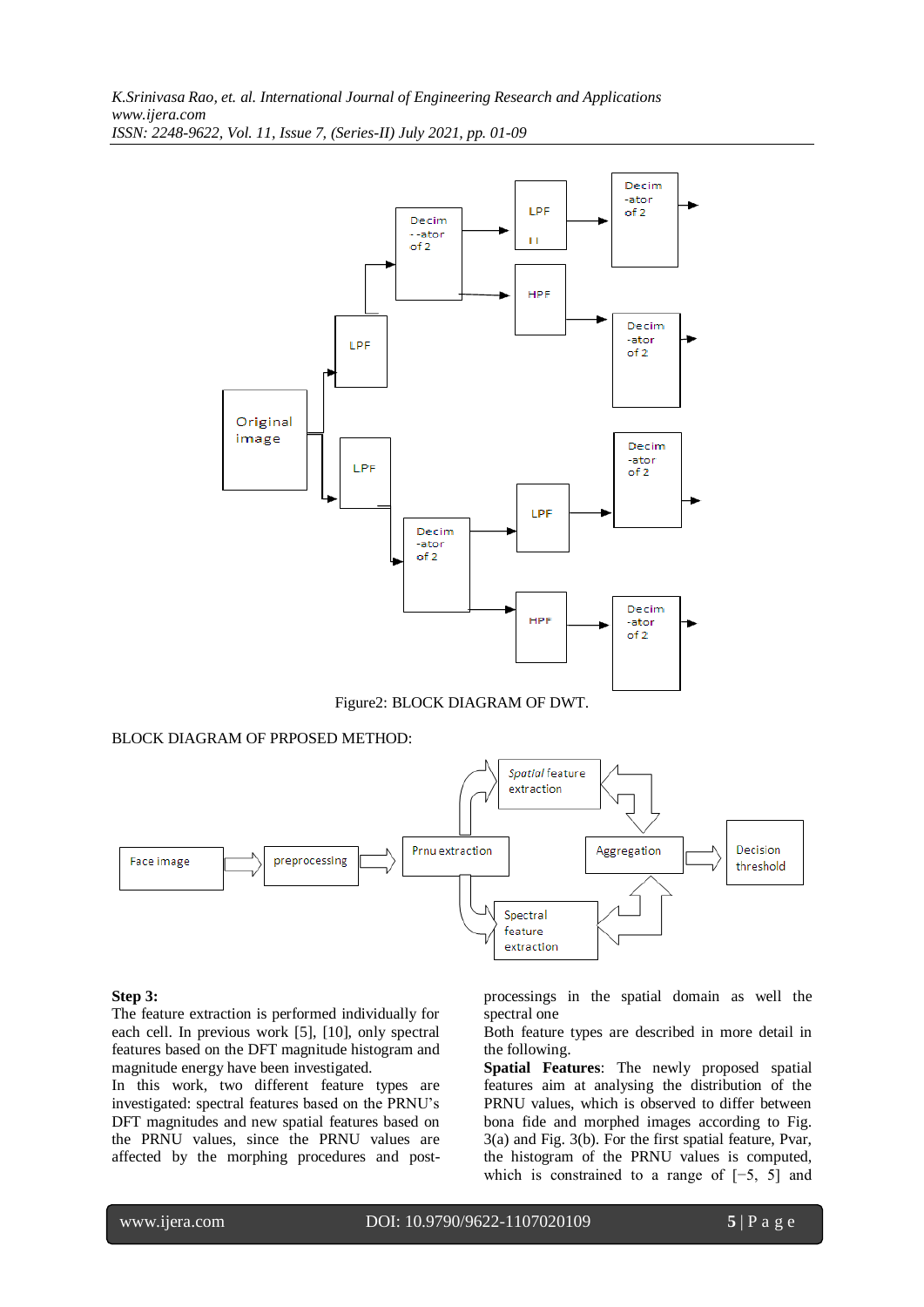Figure2: BLOCK DIAGRAM OF DWT.

BLOCK DIAGRAM OF PRPOSED METHOD:

**Step 3:**

The feature extraction is performed individually for each cell. In previous work [5], [10], only spectral features based on the DFT magnitude histogram and magnitude energy have been investigated.

In this work, two different feature types are investigated: spectral features based on the PRNU's DFT magnitudes and new spatial features based on the PRNU values, since the PRNU values are affected by the morphing procedures and post-processings in the spatial domain as well the spectral one

Both feature types are described in more detail in the following.

**Spatial Features**: The newly proposed spatial features aim at analysing the distribution of the PRNU values, which is observed to differ between bona fide and morphed images according to Fig. 3(a) and Fig. 3(b). For the first spatial feature, Pvar, the histogram of the PRNU values is computed, which is constrained to a range of [−5, 5] and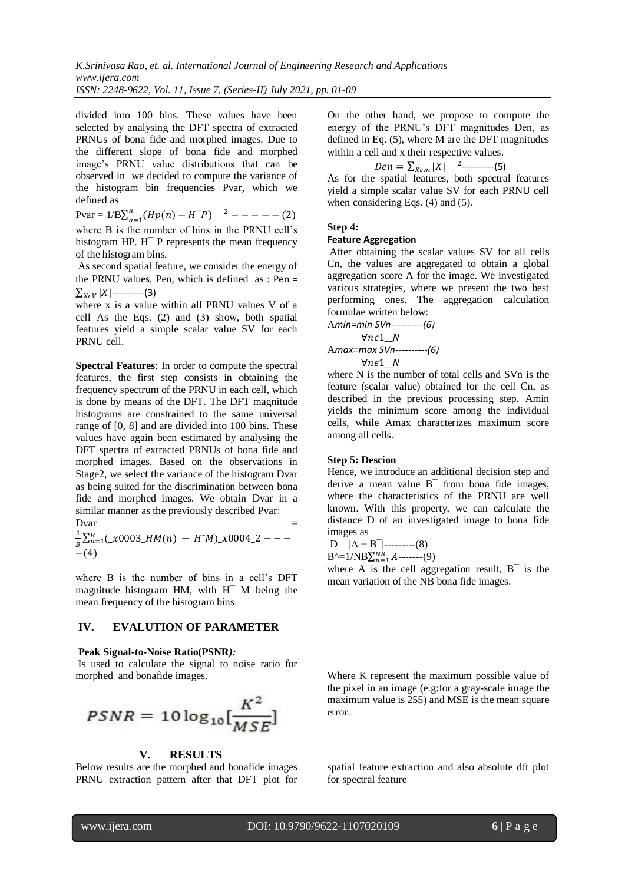divided into 100 bins. These values have been selected by analysing the DFT spectra of extracted PRNUs of bona fide and morphed images. Due to the different slope of bona fide and morphed image's PRNU value distributions that can be observed in we decided to compute the variance of the histogram bin frequencies Pvar, which we defined as

$$\text{Pvar} = 1/B\sum_{n=1}^{B}(Hp(n) - H^{-}P)^{2} ----- (2)$$

where B is the number of bins in the PRNU cell's histogram HP. H¯ P represents the mean frequency of the histogram bins.

As second spatial feature, we consider the energy of the PRNU values, Pen, which is defined as : $\text{Pen} = \sum_{X\epsilon V}|X|$----------(3)

where x is a value within all PRNU values V of a cell As the Eqs. (2) and (3) show, both spatial features yield a simple scalar value SV for each PRNU cell.

**Spectral Features**: In order to compute the spectral features, the first step consists in obtaining the frequency spectrum of the PRNU in each cell, which is done by means of the DFT. The DFT magnitude histograms are constrained to the same universal range of [0, 8] and are divided into 100 bins. These values have again been estimated by analysing the DFT spectra of extracted PRNUs of bona fide and morphed images. Based on the observations in Stage2, we select the variance of the histogram Dvar as being suited for the discrimination between bona fide and morphed images. We obtain Dvar in a similar manner as the previously described Pvar:

$$\text{Dvar} = \frac{1}{B}\sum_{n=1}^{B}(\_x0003\_HM(n) - H^{-}M)\_x0004\_2 ----(4)$$

where B is the number of bins in a cell's DFT magnitude histogram HM, with H¯ M being the mean frequency of the histogram bins.

On the other hand, we propose to compute the energy of the PRNU's DFT magnitudes Den, as defined in Eq. (5), where M are the DFT magnitudes within a cell and x their respective values.

$$Den = \sum_{X\epsilon m}|X|^{2}----------(5)$$

As for the spatial features, both spectral features yield a simple scalar value SV for each PRNU cell when considering Eqs. (4) and (5).

**Step 4:**

**Feature Aggregation**

After obtaining the scalar values SV for all cells Cn, the values are aggregated to obtain a global aggregation score A for the image. We investigated various strategies, where we present the two best performing ones. The aggregation calculation formulae written below:

$$A_{min} = \min_{\forall n\epsilon 1\_N} SVn ----------(6)$$

$$A_{max} = \max_{\forall n\epsilon 1\_N} SVn ----------(6)$$

where N is the number of total cells and SVn is the feature (scalar value) obtained for the cell Cn, as described in the previous processing step. Amin yields the minimum score among the individual cells, while Amax characterizes maximum score among all cells.

**Step 5: Descion**

Hence, we introduce an additional decision step and derive a mean value B¯ from bona fide images, where the characteristics of the PRNU are well known. With this property, we can calculate the distance D of an investigated image to bona fide images as

$$D = |A - B^{-}|---------(8)$$

$$B\text{^}=1/NB\sum_{n=1}^{NB}A-------(9)$$

where A is the cell aggregation result, B¯ is the mean variation of the NB bona fide images.

## IV. EVALUTION OF PARAMETER

**Peak Signal-to-Noise Ratio(PSNR*):***

Is used to calculate the signal to noise ratio for morphed and bonafide images.

$$PSNR = 10\log_{10}[\frac{K^2}{MSE}]$$

Where K represent the maximum possible value of the pixel in an image (e.g:for a gray-scale image the maximum value is 255) and MSE is the mean square error.

## V. RESULTS

Below results are the morphed and bonafide images PRNU extraction pattern after that DFT plot for spatial feature extraction and also absolute dft plot for spectral feature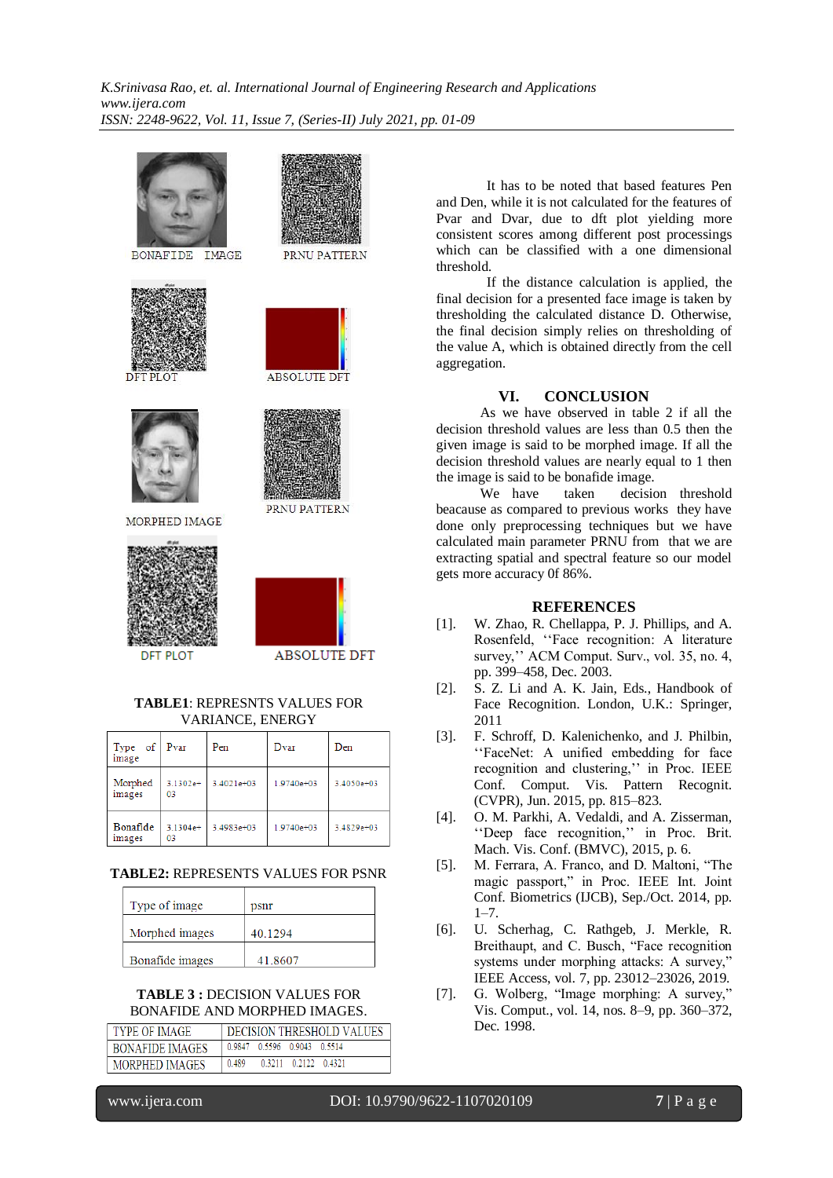BONAFIDE IMAGE

PRNU PATTERN

DFT PLOT

ABSOLUTE DFT

MORPHED IMAGE

PRNU PATTERN

DFT PLOT

ABSOLUTE DFT

**TABLE1**: REPRESNTS VALUES FOR VARIANCE, ENERGY

| Type of image | Pvar | Pen | Dvar | Den |
|---|---|---|---|---|
| Morphed images | 3.1302e+03 | 3.4021e+03 | 1.9740e+03 | 3.4050e+03 |
| Bonafide images | 3.1304e+03 | 3.4983e+03 | 1.9740e+03 | 3.4829e+03 |

**TABLE2:** REPRESENTS VALUES FOR PSNR

| Type of image | psnr |
|---|---|
| Morphed images | 40.1294 |
| Bonafide images | 41.8607 |

**TABLE 3 :** DECISION VALUES FOR BONAFIDE AND MORPHED IMAGES.

| TYPE OF IMAGE | DECISION THRESHOLD VALUES |
|---|---|
| BONAFIDE IMAGES | 0.9847 0.5596 0.9043 0.5514 |
| MORPHED IMAGES | 0.489 0.3211 0.2122 0.4321 |

It has to be noted that based features Pen and Den, while it is not calculated for the features of Pvar and Dvar, due to dft plot yielding more consistent scores among different post processings which can be classified with a one dimensional threshold.

If the distance calculation is applied, the final decision for a presented face image is taken by thresholding the calculated distance D. Otherwise, the final decision simply relies on thresholding of the value A, which is obtained directly from the cell aggregation.

## VI. CONCLUSION

As we have observed in table 2 if all the decision threshold values are less than 0.5 then the given image is said to be morphed image. If all the decision threshold values are nearly equal to 1 then the image is said to be bonafide image.

We have taken decision threshold beacause as compared to previous works they have done only preprocessing techniques but we have calculated main parameter PRNU from that we are extracting spatial and spectral feature so our model gets more accuracy 0f 86%.

## REFERENCES

[1]. W. Zhao, R. Chellappa, P. J. Phillips, and A. Rosenfeld, ''Face recognition: A literature survey,'' ACM Comput. Surv., vol. 35, no. 4, pp. 399–458, Dec. 2003.

[2]. S. Z. Li and A. K. Jain, Eds., Handbook of Face Recognition. London, U.K.: Springer, 2011

[3]. F. Schroff, D. Kalenichenko, and J. Philbin, ''FaceNet: A unified embedding for face recognition and clustering,'' in Proc. IEEE Conf. Comput. Vis. Pattern Recognit. (CVPR), Jun. 2015, pp. 815–823.

[4]. O. M. Parkhi, A. Vedaldi, and A. Zisserman, ''Deep face recognition,'' in Proc. Brit. Mach. Vis. Conf. (BMVC), 2015, p. 6.

[5]. M. Ferrara, A. Franco, and D. Maltoni, "The magic passport," in Proc. IEEE Int. Joint Conf. Biometrics (IJCB), Sep./Oct. 2014, pp. 1–7.

[6]. U. Scherhag, C. Rathgeb, J. Merkle, R. Breithaupt, and C. Busch, "Face recognition systems under morphing attacks: A survey," IEEE Access, vol. 7, pp. 23012–23026, 2019.

[7]. G. Wolberg, "Image morphing: A survey," Vis. Comput., vol. 14, nos. 8–9, pp. 360–372, Dec. 1998.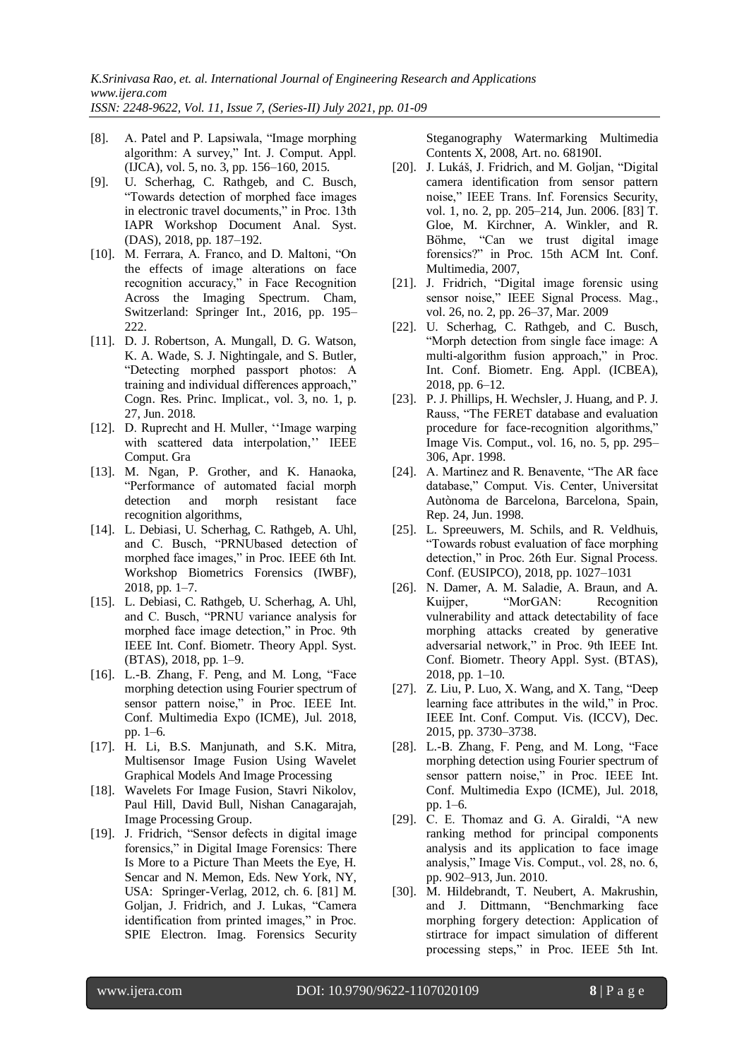[8]. A. Patel and P. Lapsiwala, "Image morphing algorithm: A survey," Int. J. Comput. Appl. (IJCA), vol. 5, no. 3, pp. 156–160, 2015.

[9]. U. Scherhag, C. Rathgeb, and C. Busch, "Towards detection of morphed face images in electronic travel documents," in Proc. 13th IAPR Workshop Document Anal. Syst. (DAS), 2018, pp. 187–192.

[10]. M. Ferrara, A. Franco, and D. Maltoni, "On the effects of image alterations on face recognition accuracy," in Face Recognition Across the Imaging Spectrum. Cham, Switzerland: Springer Int., 2016, pp. 195–222.

[11]. D. J. Robertson, A. Mungall, D. G. Watson, K. A. Wade, S. J. Nightingale, and S. Butler, "Detecting morphed passport photos: A training and individual differences approach," Cogn. Res. Princ. Implicat., vol. 3, no. 1, p. 27, Jun. 2018.

[12]. D. Ruprecht and H. Muller, ''Image warping with scattered data interpolation,'' IEEE Comput. Gra

[13]. M. Ngan, P. Grother, and K. Hanaoka, "Performance of automated facial morph detection and morph resistant face recognition algorithms,

[14]. L. Debiasi, U. Scherhag, C. Rathgeb, A. Uhl, and C. Busch, "PRNUbased detection of morphed face images," in Proc. IEEE 6th Int. Workshop Biometrics Forensics (IWBF), 2018, pp. 1–7.

[15]. L. Debiasi, C. Rathgeb, U. Scherhag, A. Uhl, and C. Busch, "PRNU variance analysis for morphed face image detection," in Proc. 9th IEEE Int. Conf. Biometr. Theory Appl. Syst. (BTAS), 2018, pp. 1–9.

[16]. L.-B. Zhang, F. Peng, and M. Long, "Face morphing detection using Fourier spectrum of sensor pattern noise," in Proc. IEEE Int. Conf. Multimedia Expo (ICME), Jul. 2018, pp. 1–6.

[17]. H. Li, B.S. Manjunath, and S.K. Mitra, Multisensor Image Fusion Using Wavelet Graphical Models And Image Processing

[18]. Wavelets For Image Fusion, Stavri Nikolov, Paul Hill, David Bull, Nishan Canagarajah, Image Processing Group.

[19]. J. Fridrich, "Sensor defects in digital image forensics," in Digital Image Forensics: There Is More to a Picture Than Meets the Eye, H. Sencar and N. Memon, Eds. New York, NY, USA: Springer-Verlag, 2012, ch. 6. [81] M. Goljan, J. Fridrich, and J. Lukas, "Camera identification from printed images," in Proc. SPIE Electron. Imag. Forensics Security Steganography Watermarking Multimedia Contents X, 2008, Art. no. 68190I.

[20]. J. Lukáš, J. Fridrich, and M. Goljan, "Digital camera identification from sensor pattern noise," IEEE Trans. Inf. Forensics Security, vol. 1, no. 2, pp. 205–214, Jun. 2006. [83] T. Gloe, M. Kirchner, A. Winkler, and R. Böhme, "Can we trust digital image forensics?" in Proc. 15th ACM Int. Conf. Multimedia, 2007,

[21]. J. Fridrich, "Digital image forensic using sensor noise," IEEE Signal Process. Mag., vol. 26, no. 2, pp. 26–37, Mar. 2009

[22]. U. Scherhag, C. Rathgeb, and C. Busch, "Morph detection from single face image: A multi-algorithm fusion approach," in Proc. Int. Conf. Biometr. Eng. Appl. (ICBEA), 2018, pp. 6–12.

[23]. P. J. Phillips, H. Wechsler, J. Huang, and P. J. Rauss, "The FERET database and evaluation procedure for face-recognition algorithms," Image Vis. Comput., vol. 16, no. 5, pp. 295–306, Apr. 1998.

[24]. A. Martinez and R. Benavente, "The AR face database," Comput. Vis. Center, Universitat Autònoma de Barcelona, Barcelona, Spain, Rep. 24, Jun. 1998.

[25]. L. Spreeuwers, M. Schils, and R. Veldhuis, "Towards robust evaluation of face morphing detection," in Proc. 26th Eur. Signal Process. Conf. (EUSIPCO), 2018, pp. 1027–1031

[26]. N. Damer, A. M. Saladie, A. Braun, and A. Kuijper, "MorGAN: Recognition vulnerability and attack detectability of face morphing attacks created by generative adversarial network," in Proc. 9th IEEE Int. Conf. Biometr. Theory Appl. Syst. (BTAS), 2018, pp. 1–10.

[27]. Z. Liu, P. Luo, X. Wang, and X. Tang, "Deep learning face attributes in the wild," in Proc. IEEE Int. Conf. Comput. Vis. (ICCV), Dec. 2015, pp. 3730–3738.

[28]. L.-B. Zhang, F. Peng, and M. Long, "Face morphing detection using Fourier spectrum of sensor pattern noise," in Proc. IEEE Int. Conf. Multimedia Expo (ICME), Jul. 2018, pp. 1–6.

[29]. C. E. Thomaz and G. A. Giraldi, "A new ranking method for principal components analysis and its application to face image analysis," Image Vis. Comput., vol. 28, no. 6, pp. 902–913, Jun. 2010.

[30]. M. Hildebrandt, T. Neubert, A. Makrushin, and J. Dittmann, "Benchmarking face morphing forgery detection: Application of stirtrace for impact simulation of different processing steps," in Proc. IEEE 5th Int.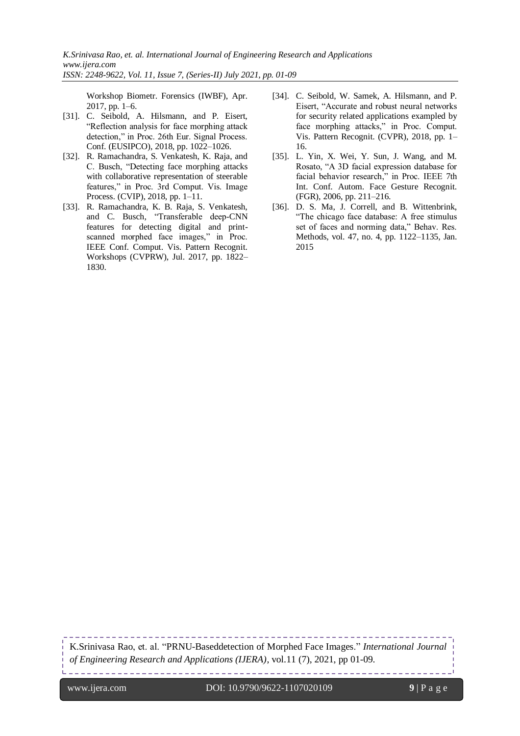Workshop Biometr. Forensics (IWBF), Apr. 2017, pp. 1–6.

[31]. C. Seibold, A. Hilsmann, and P. Eisert, "Reflection analysis for face morphing attack detection," in Proc. 26th Eur. Signal Process. Conf. (EUSIPCO), 2018, pp. 1022–1026.

[32]. R. Ramachandra, S. Venkatesh, K. Raja, and C. Busch, "Detecting face morphing attacks with collaborative representation of steerable features," in Proc. 3rd Comput. Vis. Image Process. (CVIP), 2018, pp. 1–11.

[33]. R. Ramachandra, K. B. Raja, S. Venkatesh, and C. Busch, "Transferable deep-CNN features for detecting digital and print-scanned morphed face images," in Proc. IEEE Conf. Comput. Vis. Pattern Recognit. Workshops (CVPRW), Jul. 2017, pp. 1822–1830.

[34]. C. Seibold, W. Samek, A. Hilsmann, and P. Eisert, "Accurate and robust neural networks for security related applications exampled by face morphing attacks," in Proc. Comput. Vis. Pattern Recognit. (CVPR), 2018, pp. 1–16.

[35]. L. Yin, X. Wei, Y. Sun, J. Wang, and M. Rosato, "A 3D facial expression database for facial behavior research," in Proc. IEEE 7th Int. Conf. Autom. Face Gesture Recognit. (FGR), 2006, pp. 211–216.

[36]. D. S. Ma, J. Correll, and B. Wittenbrink, "The chicago face database: A free stimulus set of faces and norming data," Behav. Res. Methods, vol. 47, no. 4, pp. 1122–1135, Jan. 2015

K.Srinivasa Rao, et. al. "PRNU-Baseddetection of Morphed Face Images." *International Journal of Engineering Research and Applications (IJERA)*, vol.11 (7), 2021, pp 01-09.